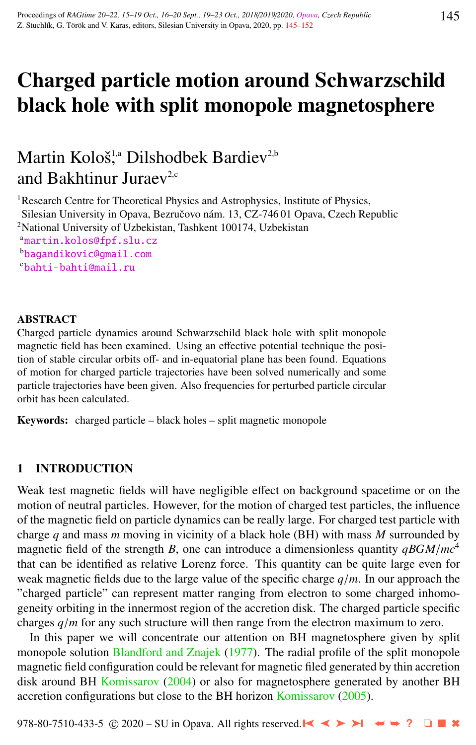# Charged particle motion around Schwarzschild black hole with split monopole magnetosphere

Martin Kološ,[1,a] Dilshodbek Bardiev[2,b] and Bakhtinur Juraev[2,c]

[1]Research Centre for Theoretical Physics and Astrophysics, Institute of Physics, Silesian University in Opava, Bezručovo nám. 13, CZ-746 01 Opava, Czech Republic
[2]National University of Uzbekistan, Tashkent 100174, Uzbekistan
[a]martin.kolos@fpf.slu.cz
[b]bagandikovic@gmail.com
[c]bahti-bahti@mail.ru

## ABSTRACT

Charged particle dynamics around Schwarzschild black hole with split monopole magnetic field has been examined. Using an effective potential technique the position of stable circular orbits off- and in-equatorial plane has been found. Equations of motion for charged particle trajectories have been solved numerically and some particle trajectories have been given. Also frequencies for perturbed particle circular orbit has been calculated.

**Keywords:** charged particle – black holes – split magnetic monopole

## 1 INTRODUCTION

Weak test magnetic fields will have negligible effect on background spacetime or on the motion of neutral particles. However, for the motion of charged test particles, the influence of the magnetic field on particle dynamics can be really large. For charged test particle with charge $q$ and mass $m$ moving in vicinity of a black hole (BH) with mass $M$ surrounded by magnetic field of the strength $B$, one can introduce a dimensionless quantity $qBGM/mc^4$ that can be identified as relative Lorenz force. This quantity can be quite large even for weak magnetic fields due to the large value of the specific charge $q/m$. In our approach the "charged particle" can represent matter ranging from electron to some charged inhomogeneity orbiting in the innermost region of the accretion disk. The charged particle specific charges $q/m$ for any such structure will then range from the electron maximum to zero.

In this paper we will concentrate our attention on BH magnetosphere given by split monopole solution Blandford and Znajek (1977). The radial profile of the split monopole magnetic field configuration could be relevant for magnetic filed generated by thin accretion disk around BH Komissarov (2004) or also for magnetosphere generated by another BH accretion configurations but close to the BH horizon Komissarov (2005).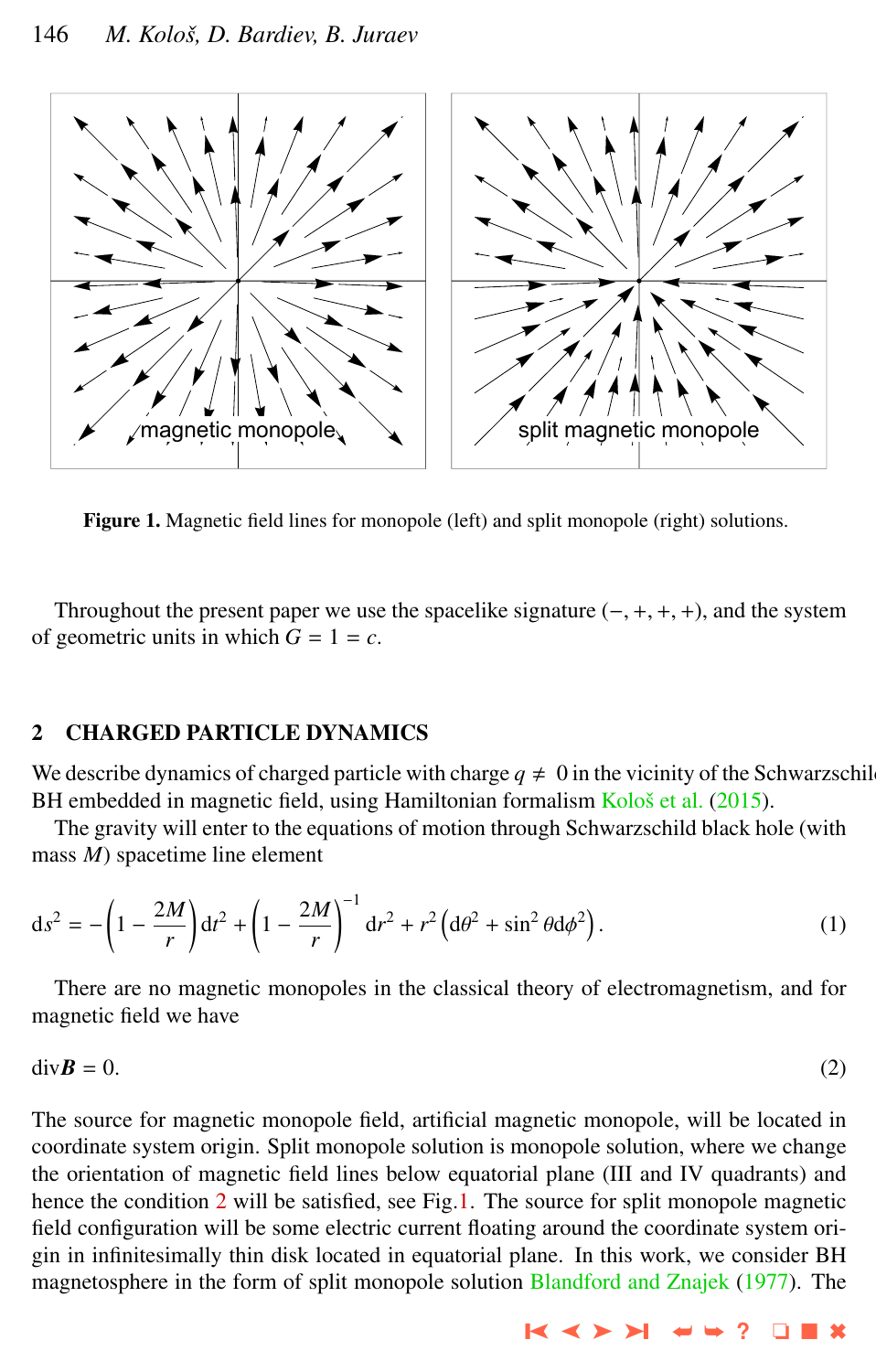**Figure 1.** Magnetic field lines for monopole (left) and split monopole (right) solutions.

Throughout the present paper we use the spacelike signature (−, +, +, +), and the system of geometric units in which $G = 1 = c$.

## 2 CHARGED PARTICLE DYNAMICS

We describe dynamics of charged particle with charge $q \neq 0$ in the vicinity of the Schwarzschild BH embedded in magnetic field, using Hamiltonian formalism Kološ et al. (2015).

The gravity will enter to the equations of motion through Schwarzschild black hole (with mass $M$) spacetime line element

$$\mathrm{d}s^2 = -\left(1 - \frac{2M}{r}\right)\mathrm{d}t^2 + \left(1 - \frac{2M}{r}\right)^{-1}\mathrm{d}r^2 + r^2\left(\mathrm{d}\theta^2 + \sin^2\theta\mathrm{d}\phi^2\right). \tag{1}$$

There are no magnetic monopoles in the classical theory of electromagnetism, and for magnetic field we have

$$\mathrm{div}\boldsymbol{B} = 0. \tag{2}$$

The source for magnetic monopole field, artificial magnetic monopole, will be located in coordinate system origin. Split monopole solution is monopole solution, where we change the orientation of magnetic field lines below equatorial plane (III and IV quadrants) and hence the condition 2 will be satisfied, see Fig.1. The source for split monopole magnetic field configuration will be some electric current floating around the coordinate system origin in infinitesimally thin disk located in equatorial plane. In this work, we consider BH magnetosphere in the form of split monopole solution Blandford and Znajek (1977). The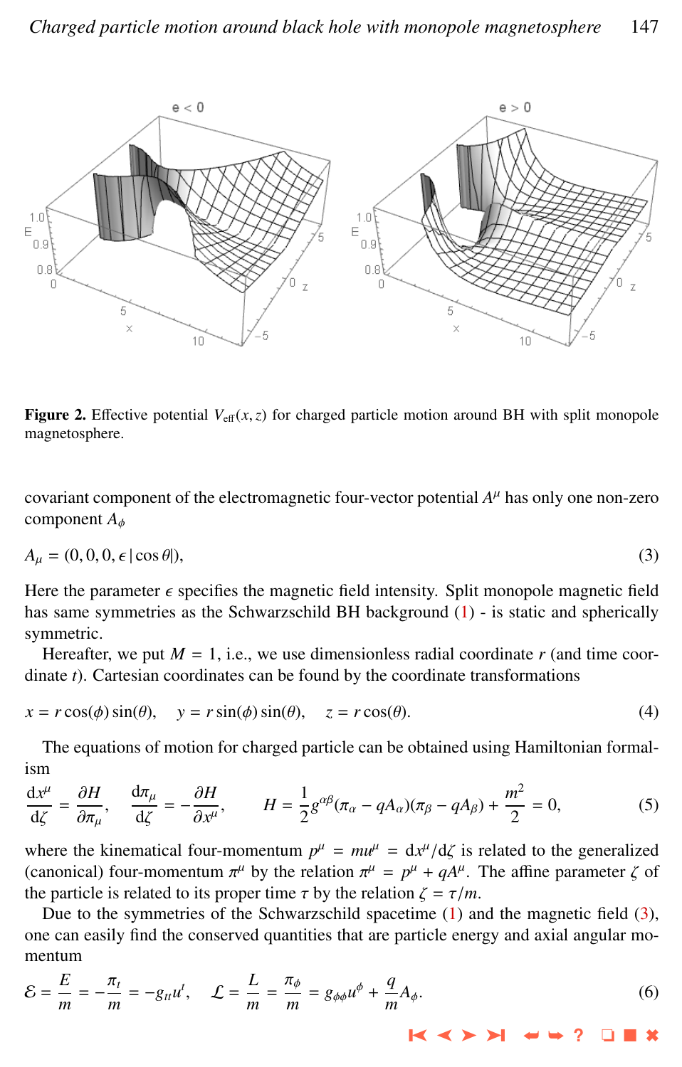**Figure 2.** Effective potential $V_{\rm eff}(x,z)$ for charged particle motion around BH with split monopole magnetosphere.

covariant component of the electromagnetic four-vector potential $A^\mu$ has only one non-zero component $A_\phi$

$$A_\mu = (0, 0, 0, \epsilon\, |\cos\theta|), \tag{3}$$

Here the parameter $\epsilon$ specifies the magnetic field intensity. Split monopole magnetic field has same symmetries as the Schwarzschild BH background (1) - is static and spherically symmetric.

Hereafter, we put $M = 1$, i.e., we use dimensionless radial coordinate $r$ (and time coordinate $t$). Cartesian coordinates can be found by the coordinate transformations

$$x = r\cos(\phi)\sin(\theta), \quad y = r\sin(\phi)\sin(\theta), \quad z = r\cos(\theta). \tag{4}$$

The equations of motion for charged particle can be obtained using Hamiltonian formalism

$$\frac{\mathrm{d}x^\mu}{\mathrm{d}\zeta} = \frac{\partial H}{\partial \pi_\mu}, \quad \frac{\mathrm{d}\pi_\mu}{\mathrm{d}\zeta} = -\frac{\partial H}{\partial x^\mu}, \qquad H = \frac{1}{2} g^{\alpha\beta}(\pi_\alpha - qA_\alpha)(\pi_\beta - qA_\beta) + \frac{m^2}{2} = 0, \tag{5}$$

where the kinematical four-momentum $p^\mu = mu^\mu = \mathrm{d}x^\mu/\mathrm{d}\zeta$ is related to the generalized (canonical) four-momentum $\pi^\mu$ by the relation $\pi^\mu = p^\mu + qA^\mu$. The affine parameter $\zeta$ of the particle is related to its proper time $\tau$ by the relation $\zeta = \tau/m$.

Due to the symmetries of the Schwarzschild spacetime (1) and the magnetic field (3), one can easily find the conserved quantities that are particle energy and axial angular momentum

$$\mathcal{E} = \frac{E}{m} = -\frac{\pi_t}{m} = -g_{tt}u^t, \quad \mathcal{L} = \frac{L}{m} = \frac{\pi_\phi}{m} = g_{\phi\phi}u^\phi + \frac{q}{m}A_\phi. \tag{6}$$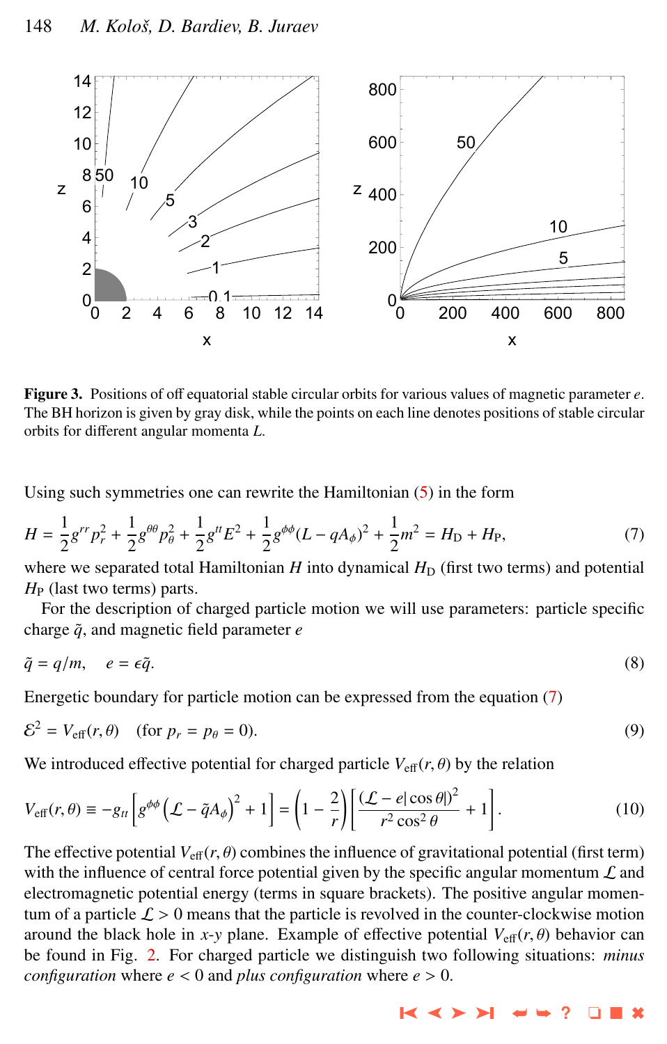**Figure 3.** Positions of off equatorial stable circular orbits for various values of magnetic parameter $e$. The BH horizon is given by gray disk, while the points on each line denotes positions of stable circular orbits for different angular momenta $L$.

Using such symmetries one can rewrite the Hamiltonian (5) in the form

$$H = \frac{1}{2}g^{rr}p_r^2 + \frac{1}{2}g^{\theta\theta}p_\theta^2 + \frac{1}{2}g^{tt}E^2 + \frac{1}{2}g^{\phi\phi}(L - qA_\phi)^2 + \frac{1}{2}m^2 = H_{\rm D} + H_{\rm P}, \tag{7}$$

where we separated total Hamiltonian $H$ into dynamical $H_{\rm D}$ (first two terms) and potential $H_{\rm P}$ (last two terms) parts.

For the description of the charged particle motion we will use parameters: particle specific charge $\tilde{q}$, and magnetic field parameter $e$

$$\tilde{q} = q/m, \quad e = \epsilon\tilde{q}. \tag{8}$$

Energetic boundary for particle motion can be expressed from the equation (7)

$$\mathcal{E}^2 = V_{\rm eff}(r, \theta) \quad (\text{for } p_r = p_\theta = 0). \tag{9}$$

We introduced effective potential for charged particle $V_{\rm eff}(r, \theta)$ by the relation

$$V_{\rm eff}(r, \theta) \equiv -g_{tt}\left[g^{\phi\phi}\left(\mathcal{L} - \tilde{q}A_\phi\right)^2 + 1\right] = \left(1 - \frac{2}{r}\right)\left[\frac{(\mathcal{L} - e|\cos\theta|)^2}{r^2\cos^2\theta} + 1\right]. \tag{10}$$

The effective potential $V_{\rm eff}(r, \theta)$ combines the influence of gravitational potential (first term) with the influence of central force potential given by the specific angular momentum $\mathcal{L}$ and electromagnetic potential energy (terms in square brackets). The positive angular momentum of a particle $\mathcal{L} > 0$ means that the particle is revolved in the counter-clockwise motion around the black hole in $x$-$y$ plane. Example of effective potential $V_{\rm eff}(r, \theta)$ behavior can be found in Fig. 2. For charged particle we distinguish two following situations: *minus configuration* where $e < 0$ and *plus configuration* where $e > 0$.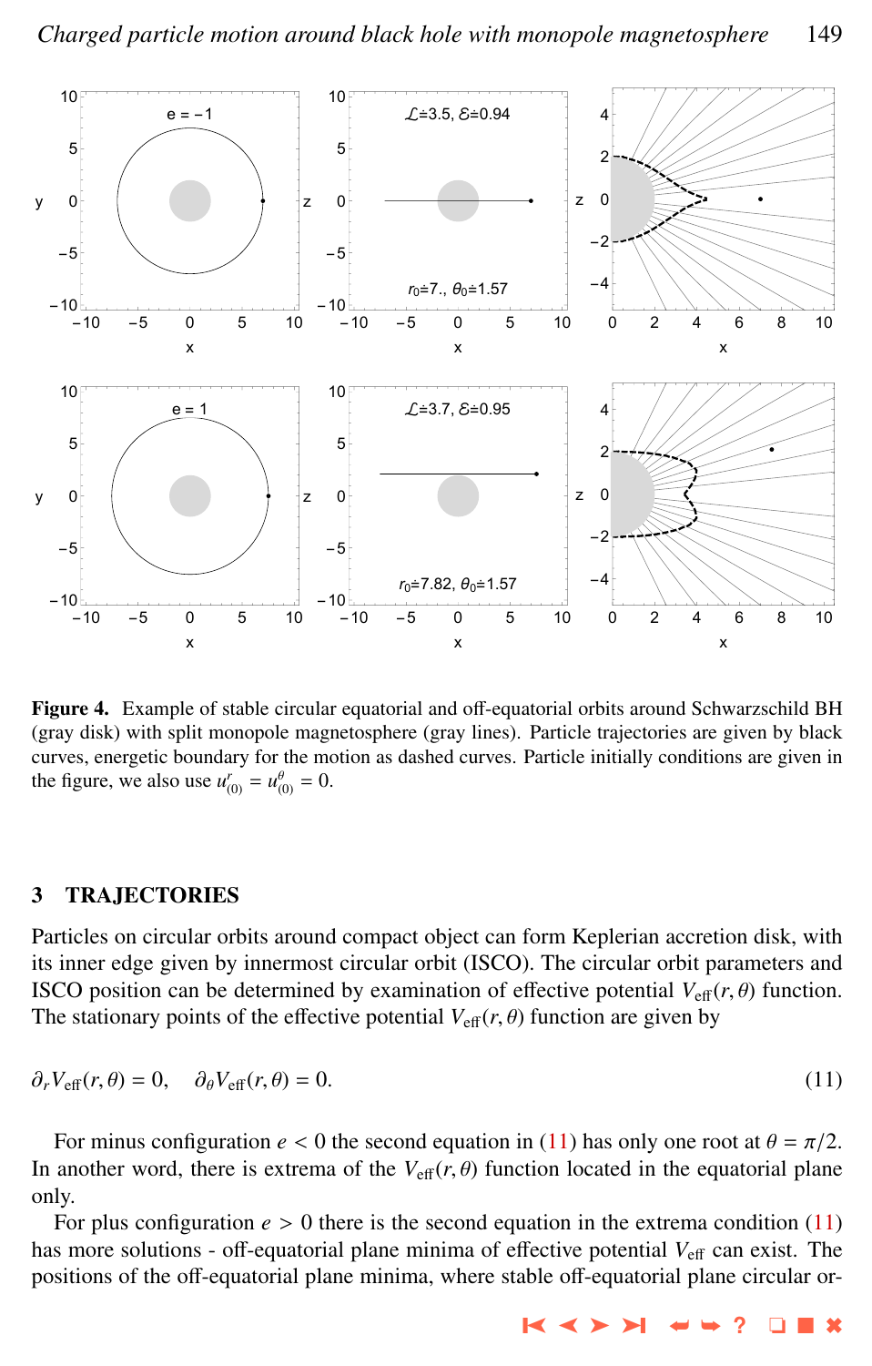**Figure 4.** Example of stable circular equatorial and off-equatorial orbits around Schwarzschild BH (gray disk) with split monopole magnetosphere (gray lines). Particle trajectories are given by black curves, energetic boundary for the motion as dashed curves. Particle initially conditions are given in the figure, we also use $u^r_{(0)} = u^\theta_{(0)} = 0$.

## 3 TRAJECTORIES

Particles on circular orbits around compact object can form Keplerian accretion disk, with its inner edge given by innermost circular orbit (ISCO). The circular orbit parameters and ISCO position can be determined by examination of effective potential $V_{\rm eff}(r, \theta)$ function. The stationary points of the effective potential $V_{\rm eff}(r, \theta)$ function are given by

$$\partial_r V_{\rm eff}(r, \theta) = 0, \quad \partial_\theta V_{\rm eff}(r, \theta) = 0. \tag{11}$$

For minus configuration $e < 0$ the second equation in (11) has only one root at $\theta = \pi/2$. In another word, there is extrema of the $V_{\rm eff}(r, \theta)$ function located in the equatorial plane only.

For plus configuration $e > 0$ there is the second equation in the extrema condition (11) has more solutions - off-equatorial plane minima of effective potential $V_{\rm eff}$ can exist. The positions of the off-equatorial plane minima, where stable off-equatorial plane circular or-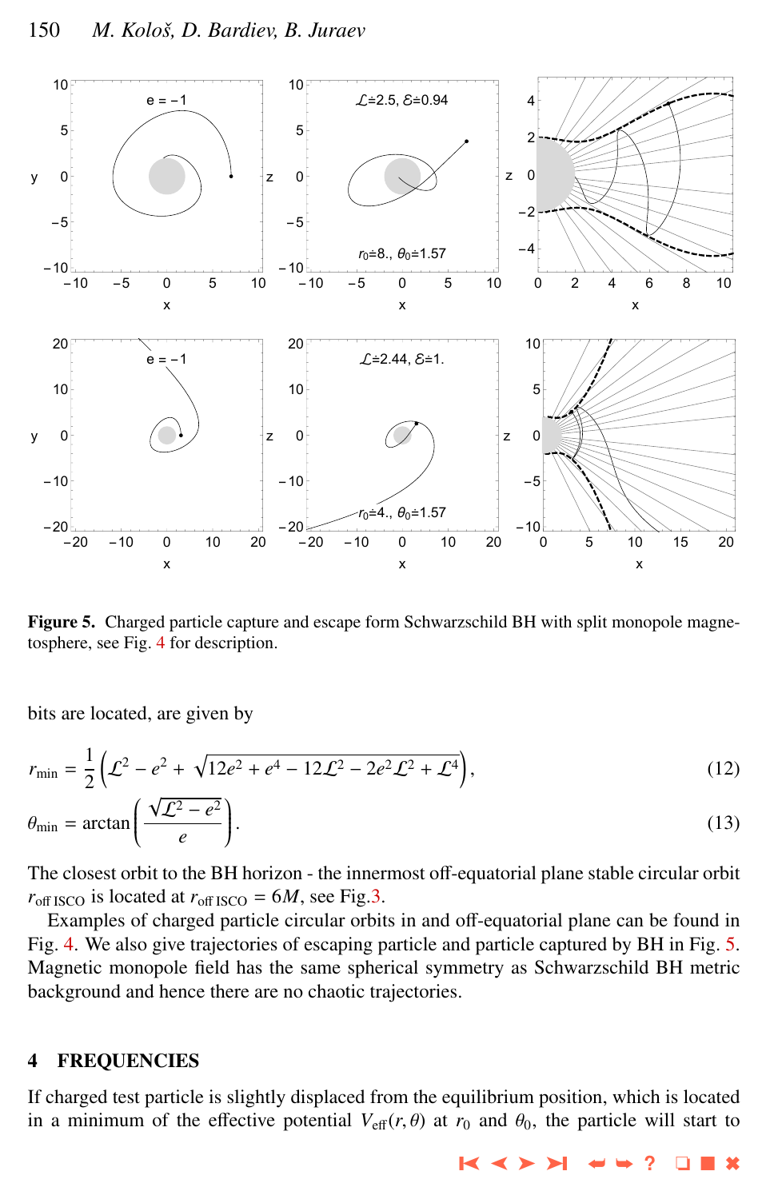**Figure 5.** Charged particle capture and escape form Schwarzschild BH with split monopole magnetosphere, see Fig. 4 for description.

bits are located, are given by

$$r_{\rm min} = \frac{1}{2}\left(\mathcal{L}^2 - e^2 + \sqrt{12e^2 + e^4 - 12\mathcal{L}^2 - 2e^2\mathcal{L}^2 + \mathcal{L}^4}\right), \tag{12}$$

$$\theta_{\rm min} = \arctan\left(\frac{\sqrt{\mathcal{L}^2 - e^2}}{e}\right). \tag{13}$$

The closest orbit to the BH horizon - the innermost off-equatorial plane stable circular orbit $r_{\rm off\,ISCO}$ is located at $r_{\rm off\,ISCO} = 6M$, see Fig.3.

Examples of charged particle circular orbits in and off-equatorial plane can be found in Fig. 4. We also give trajectories of escaping particle and particle captured by BH in Fig. 5. Magnetic monopole field has the same spherical symmetry as Schwarzschild BH metric background and hence there are no chaotic trajectories.

## 4 FREQUENCIES

If charged test particle is slightly displaced from the equilibrium position, which is located in a minimum of the effective potential $V_{\rm eff}(r, \theta)$ at $r_0$ and $\theta_0$, the particle will start to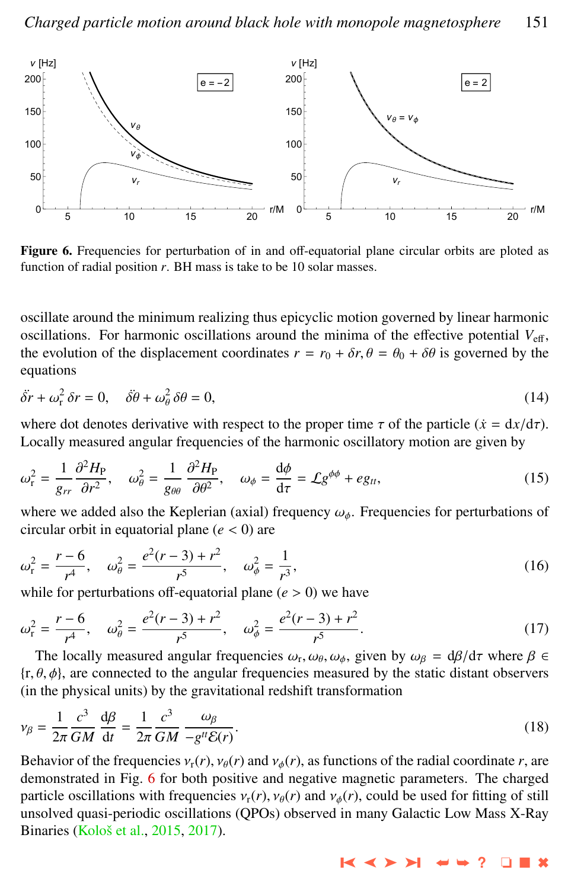**Figure 6.** Frequencies for perturbation of in and off-equatorial plane circular orbits are ploted as function of radial position $r$. BH mass is take to be 10 solar masses.

oscillate around the minimum realizing thus epicyclic motion governed by linear harmonic oscillations. For harmonic oscillations around the minima of the effective potential $V_{\rm eff}$, the evolution of the displacement coordinates $r = r_0 + \delta r, \theta = \theta_0 + \delta\theta$ is governed by the equations

$$\ddot{\delta r} + \omega_{\rm r}^2\, \delta r = 0, \quad \ddot{\delta\theta} + \omega_\theta^2\, \delta\theta = 0, \tag{14}$$

where dot denotes derivative with respect to the proper time $\tau$ of the particle ($\dot{x} = {\rm d}x/{\rm d}\tau$). Locally measured angular frequencies of the harmonic oscillatory motion are given by

$$\omega_{\rm r}^2 = \frac{1}{g_{rr}} \frac{\partial^2 H_{\rm P}}{\partial r^2}, \quad \omega_\theta^2 = \frac{1}{g_{\theta\theta}} \frac{\partial^2 H_{\rm P}}{\partial \theta^2}, \quad \omega_\phi = \frac{{\rm d}\phi}{{\rm d}\tau} = \mathcal{L} g^{\phi\phi} + e g_{tt}, \tag{15}$$

where we added also the Keplerian (axial) frequency $\omega_\phi$. Frequencies for perturbations of circular orbit in equatorial plane ($e < 0$) are

$$\omega_{\rm r}^2 = \frac{r-6}{r^4}, \quad \omega_\theta^2 = \frac{e^2(r-3)+r^2}{r^5}, \quad \omega_\phi^2 = \frac{1}{r^3}, \tag{16}$$

while for perturbations off-equatorial plane ($e > 0$) we have

$$\omega_{\rm r}^2 = \frac{r-6}{r^4}, \quad \omega_\theta^2 = \frac{e^2(r-3)+r^2}{r^5}, \quad \omega_\phi^2 = \frac{e^2(r-3)+r^2}{r^5}. \tag{17}$$

The locally measured angular frequencies $\omega_{\rm r}, \omega_\theta, \omega_\phi$, given by $\omega_\beta = {\rm d}\beta/{\rm d}\tau$ where $\beta \in \{{\rm r}, \theta, \phi\}$, are connected to the angular frequencies measured by the static distant observers (in the physical units) by the gravitational redshift transformation

$$\nu_\beta = \frac{1}{2\pi} \frac{c^3}{GM} \frac{{\rm d}\beta}{{\rm d}t} = \frac{1}{2\pi} \frac{c^3}{GM} \frac{\omega_\beta}{-g^{tt}\mathcal{E}(r)}. \tag{18}$$

Behavior of the frequencies $\nu_{\rm r}(r), \nu_\theta(r)$ and $\nu_\phi(r)$, as functions of the radial coordinate $r$, are demonstrated in Fig. 6 for both positive and negative magnetic parameters. The charged particle oscillations with frequencies $\nu_{\rm r}(r), \nu_\theta(r)$ and $\nu_\phi(r)$, could be used for fitting of still unsolved quasi-periodic oscillations (QPOs) observed in many Galactic Low Mass X-Ray Binaries (Kološ et al., 2015, 2017).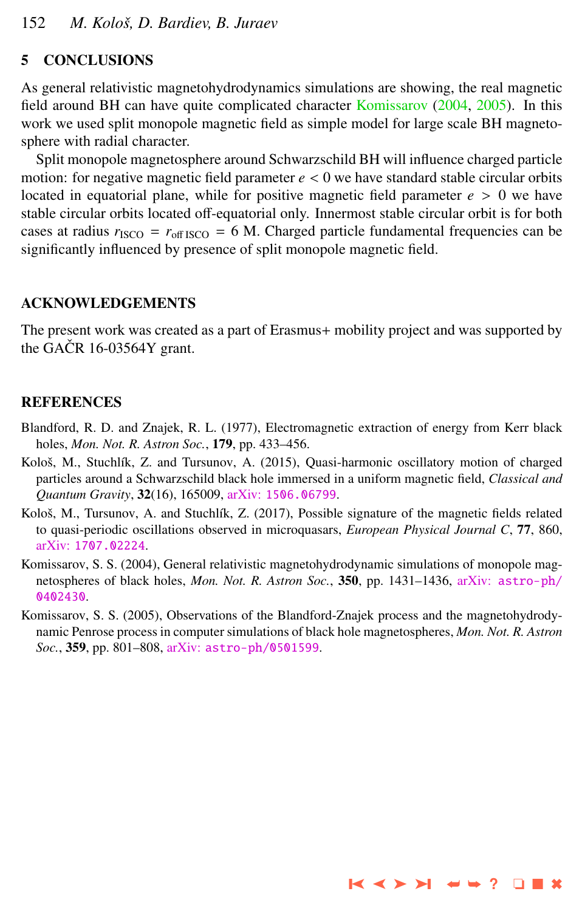## 5 CONCLUSIONS

As general relativistic magnetohydrodynamics simulations are showing, the real magnetic field around BH can have quite complicated character Komissarov (2004, 2005). In this work we used split monopole magnetic field as simple model for large scale BH magnetosphere with radial character.

Split monopole magnetosphere around Schwarzschild BH will influence charged particle motion: for negative magnetic field parameter $e < 0$ we have standard stable circular orbits located in equatorial plane, while for positive magnetic field parameter $e > 0$ we have stable circular orbits located off-equatorial only. Innermost stable circular orbit is for both cases at radius $r_{\rm ISCO} = r_{\rm off\,ISCO} = 6$ M. Charged particle fundamental frequencies can be significantly influenced by presence of split monopole magnetic field.

## ACKNOWLEDGEMENTS

The present work was created as a part of Erasmus+ mobility project and was supported by the GAČR 16-03564Y grant.

## REFERENCES

Blandford, R. D. and Znajek, R. L. (1977), Electromagnetic extraction of energy from Kerr black holes, *Mon. Not. R. Astron Soc.*, **179**, pp. 433–456.

Kološ, M., Stuchlík, Z. and Tursunov, A. (2015), Quasi-harmonic oscillatory motion of charged particles around a Schwarzschild black hole immersed in a uniform magnetic field, *Classical and Quantum Gravity*, **32**(16), 165009, arXiv: 1506.06799.

Kološ, M., Tursunov, A. and Stuchlík, Z. (2017), Possible signature of the magnetic fields related to quasi-periodic oscillations observed in microquasars, *European Physical Journal C*, **77**, 860, arXiv: 1707.02224.

Komissarov, S. S. (2004), General relativistic magnetohydrodynamic simulations of monopole magnetospheres of black holes, *Mon. Not. R. Astron Soc.*, **350**, pp. 1431–1436, arXiv: astro-ph/0402430.

Komissarov, S. S. (2005), Observations of the Blandford-Znajek process and the magnetohydrodynamic Penrose process in computer simulations of black hole magnetospheres, *Mon. Not. R. Astron Soc.*, **359**, pp. 801–808, arXiv: astro-ph/0501599.